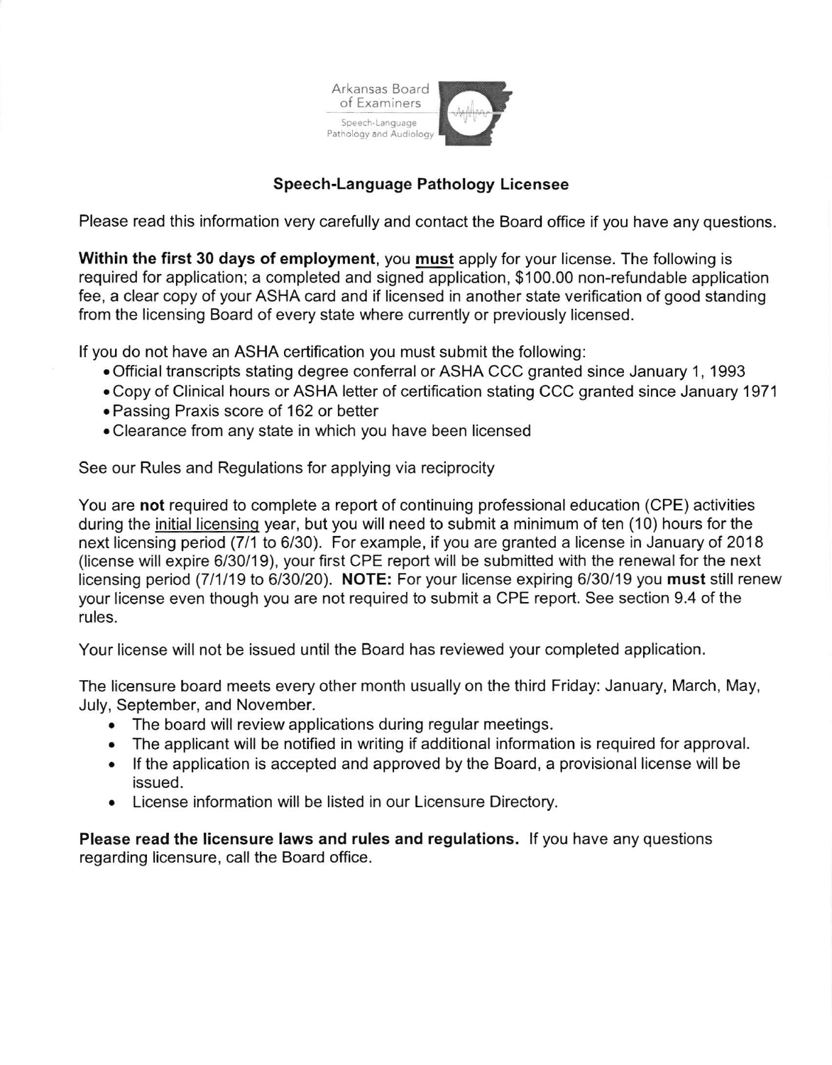Arkansas Board of Examiners
Speech-Language Pathology and Audiology

## Speech-Language Pathology Licensee

Please read this information very carefully and contact the Board office if you have any questions.

**Within the first 30 days of employment**, you **must** apply for your license. The following is required for application; a completed and signed application, $100.00 non-refundable application fee, a clear copy of your ASHA card and if licensed in another state verification of good standing from the licensing Board of every state where currently or previously licensed.

If you do not have an ASHA certification you must submit the following:

- Official transcripts stating degree conferral or ASHA CCC granted since January 1, 1993
- Copy of Clinical hours or ASHA letter of certification stating CCC granted since January 1971
- Passing Praxis score of 162 or better
- Clearance from any state in which you have been licensed

See our Rules and Regulations for applying via reciprocity

You are **not** required to complete a report of continuing professional education (CPE) activities during the initial licensing year, but you will need to submit a minimum of ten (10) hours for the next licensing period (7/1 to 6/30). For example, if you are granted a license in January of 2018 (license will expire 6/30/19), your first CPE report will be submitted with the renewal for the next licensing period (7/1/19 to 6/30/20). **NOTE:** For your license expiring 6/30/19 you **must** still renew your license even though you are not required to submit a CPE report. See section 9.4 of the rules.

Your license will not be issued until the Board has reviewed your completed application.

The licensure board meets every other month usually on the third Friday: January, March, May, July, September, and November.

- The board will review applications during regular meetings.
- The applicant will be notified in writing if additional information is required for approval.
- If the application is accepted and approved by the Board, a provisional license will be issued.
- License information will be listed in our Licensure Directory.

**Please read the licensure laws and rules and regulations.** If you have any questions regarding licensure, call the Board office.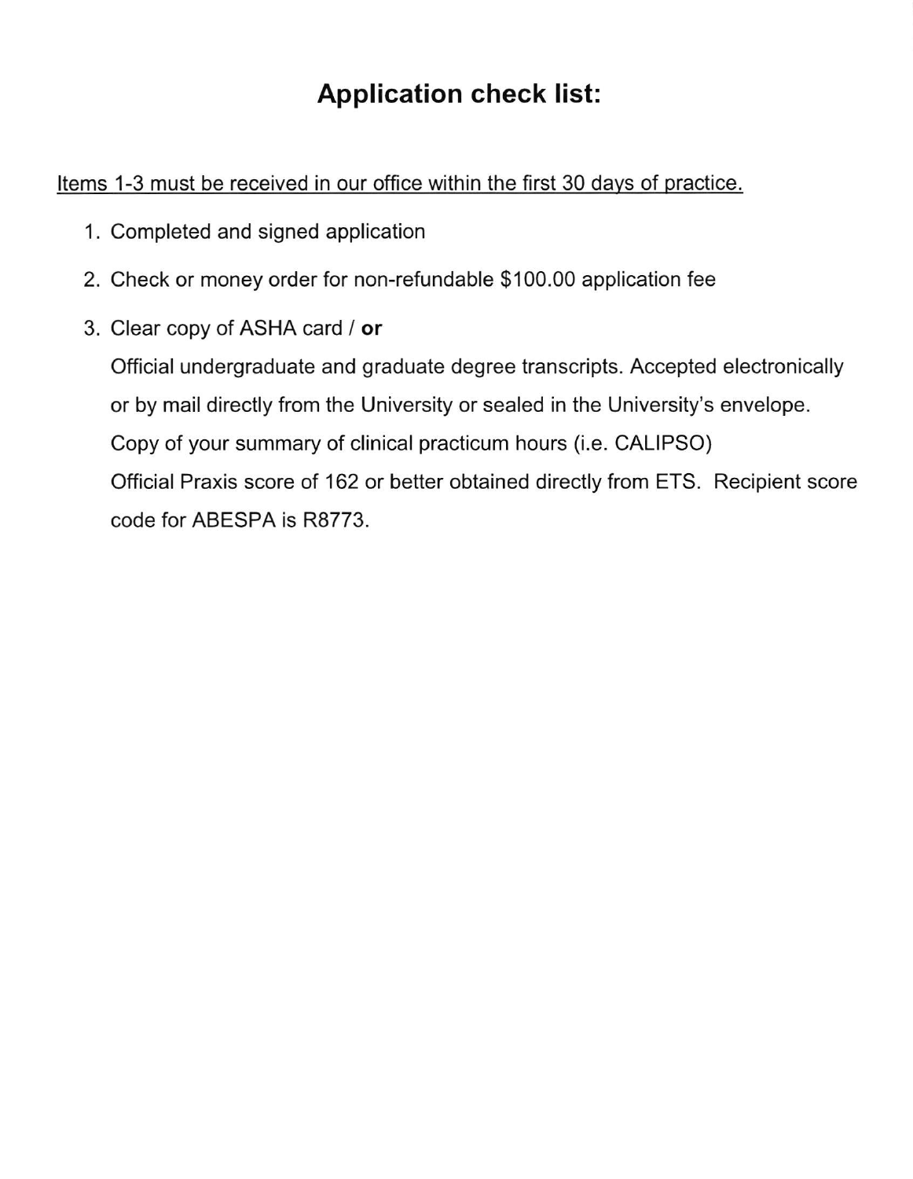# Application check list:

Items 1-3 must be received in our office within the first 30 days of practice.

1. Completed and signed application
2. Check or money order for non-refundable $100.00 application fee
3. Clear copy of ASHA card / **or**

   Official undergraduate and graduate degree transcripts. Accepted electronically or by mail directly from the University or sealed in the University's envelope.

   Copy of your summary of clinical practicum hours (i.e. CALIPSO)

   Official Praxis score of 162 or better obtained directly from ETS. Recipient score code for ABESPA is R8773.